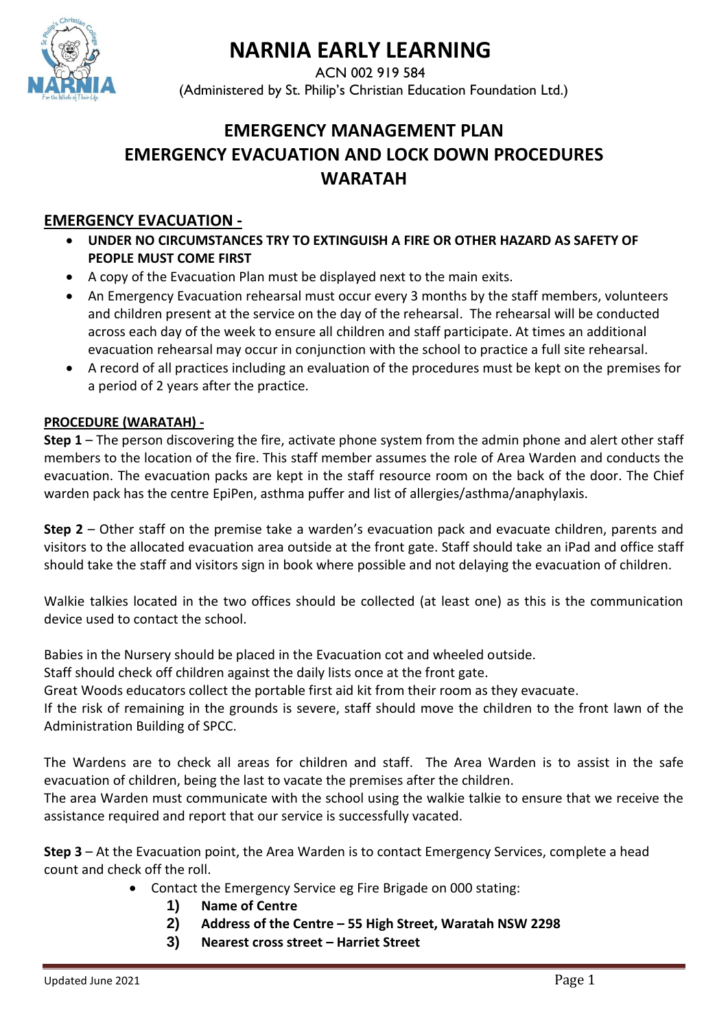# NARNIA EARLY LEARNING

ACN 002 919 584
(Administered by St. Philip's Christian Education Foundation Ltd.)

## EMERGENCY MANAGEMENT PLAN
## EMERGENCY EVACUATION AND LOCK DOWN PROCEDURES
## WARATAH

### EMERGENCY EVACUATION -

- **UNDER NO CIRCUMSTANCES TRY TO EXTINGUISH A FIRE OR OTHER HAZARD AS SAFETY OF PEOPLE MUST COME FIRST**
- A copy of the Evacuation Plan must be displayed next to the main exits.
- An Emergency Evacuation rehearsal must occur every 3 months by the staff members, volunteers and children present at the service on the day of the rehearsal. The rehearsal will be conducted across each day of the week to ensure all children and staff participate. At times an additional evacuation rehearsal may occur in conjunction with the school to practice a full site rehearsal.
- A record of all practices including an evaluation of the procedures must be kept on the premises for a period of 2 years after the practice.

**PROCEDURE (WARATAH) -**

**Step 1** – The person discovering the fire, activate phone system from the admin phone and alert other staff members to the location of the fire. This staff member assumes the role of Area Warden and conducts the evacuation. The evacuation packs are kept in the staff resource room on the back of the door. The Chief warden pack has the centre EpiPen, asthma puffer and list of allergies/asthma/anaphylaxis.

**Step 2** – Other staff on the premise take a warden's evacuation pack and evacuate children, parents and visitors to the allocated evacuation area outside at the front gate. Staff should take an iPad and office staff should take the staff and visitors sign in book where possible and not delaying the evacuation of children.

Walkie talkies located in the two offices should be collected (at least one) as this is the communication device used to contact the school.

Babies in the Nursery should be placed in the Evacuation cot and wheeled outside.
Staff should check off children against the daily lists once at the front gate.
Great Woods educators collect the portable first aid kit from their room as they evacuate.
If the risk of remaining in the grounds is severe, staff should move the children to the front lawn of the Administration Building of SPCC.

The Wardens are to check all areas for children and staff. The Area Warden is to assist in the safe evacuation of children, being the last to vacate the premises after the children.
The area Warden must communicate with the school using the walkie talkie to ensure that we receive the assistance required and report that our service is successfully vacated.

**Step 3** – At the Evacuation point, the Area Warden is to contact Emergency Services, complete a head count and check off the roll.

- Contact the Emergency Service eg Fire Brigade on 000 stating:
    1) **Name of Centre**
    2) **Address of the Centre – 55 High Street, Waratah NSW 2298**
    3) **Nearest cross street – Harriet Street**

Updated June 2021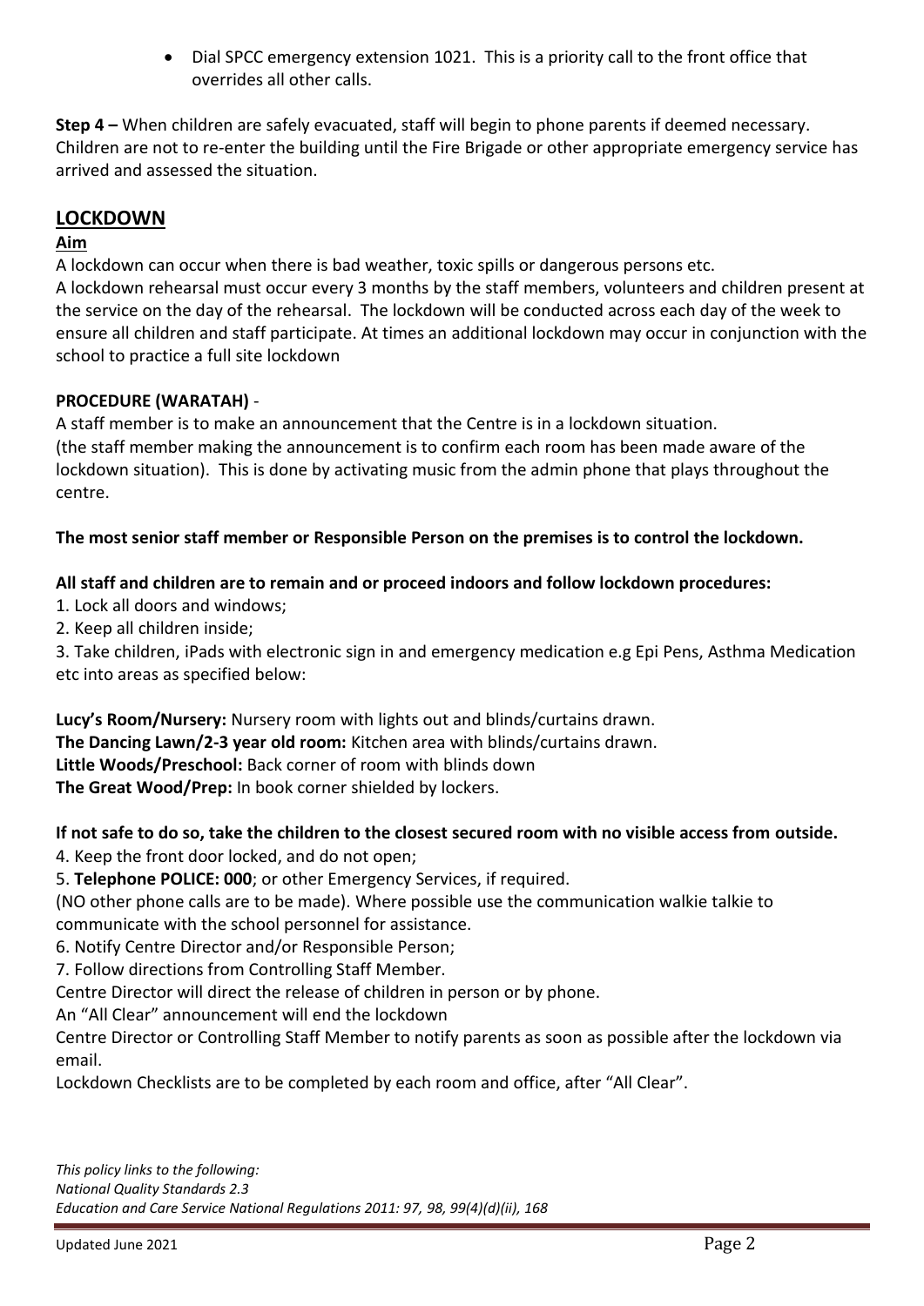- Dial SPCC emergency extension 1021. This is a priority call to the front office that overrides all other calls.

**Step 4 –** When children are safely evacuated, staff will begin to phone parents if deemed necessary. Children are not to re-enter the building until the Fire Brigade or other appropriate emergency service has arrived and assessed the situation.

## LOCKDOWN

### Aim

A lockdown can occur when there is bad weather, toxic spills or dangerous persons etc.
A lockdown rehearsal must occur every 3 months by the staff members, volunteers and children present at the service on the day of the rehearsal. The lockdown will be conducted across each day of the week to ensure all children and staff participate. At times an additional lockdown may occur in conjunction with the school to practice a full site lockdown

**PROCEDURE (WARATAH)** -

A staff member is to make an announcement that the Centre is in a lockdown situation.
(the staff member making the announcement is to confirm each room has been made aware of the lockdown situation). This is done by activating music from the admin phone that plays throughout the centre.

**The most senior staff member or Responsible Person on the premises is to control the lockdown.**

**All staff and children are to remain and or proceed indoors and follow lockdown procedures:**

1. Lock all doors and windows;
2. Keep all children inside;
3. Take children, iPads with electronic sign in and emergency medication e.g Epi Pens, Asthma Medication etc into areas as specified below:

**Lucy's Room/Nursery:** Nursery room with lights out and blinds/curtains drawn.
**The Dancing Lawn/2-3 year old room:** Kitchen area with blinds/curtains drawn.
**Little Woods/Preschool:** Back corner of room with blinds down
**The Great Wood/Prep:** In book corner shielded by lockers.

**If not safe to do so, take the children to the closest secured room with no visible access from outside.**

4. Keep the front door locked, and do not open;
5. **Telephone POLICE: 000**; or other Emergency Services, if required.
(NO other phone calls are to be made). Where possible use the communication walkie talkie to communicate with the school personnel for assistance.
6. Notify Centre Director and/or Responsible Person;
7. Follow directions from Controlling Staff Member.

Centre Director will direct the release of children in person or by phone.
An "All Clear" announcement will end the lockdown
Centre Director or Controlling Staff Member to notify parents as soon as possible after the lockdown via email.
Lockdown Checklists are to be completed by each room and office, after "All Clear".

*This policy links to the following:*
*National Quality Standards 2.3*
*Education and Care Service National Regulations 2011: 97, 98, 99(4)(d)(ii), 168*

Updated June 2021